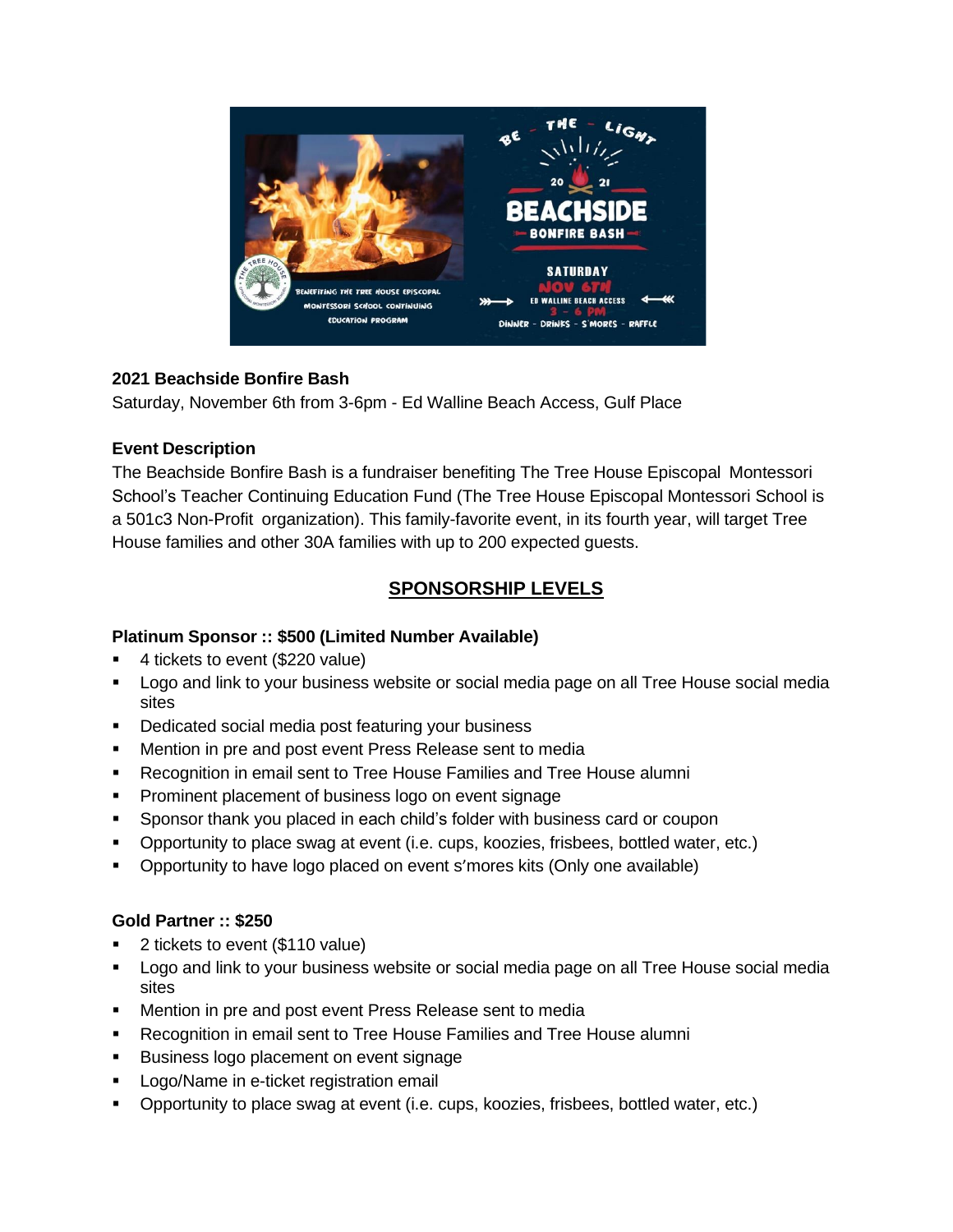**2021 Beachside Bonfire Bash**

Saturday, November 6th from 3-6pm - Ed Walline Beach Access, Gulf Place

**Event Description**

The Beachside Bonfire Bash is a fundraiser benefiting The Tree House Episcopal Montessori School's Teacher Continuing Education Fund (The Tree House Episcopal Montessori School is a 501c3 Non-Profit organization). This family-favorite event, in its fourth year, will target Tree House families and other 30A families with up to 200 expected guests.

## SPONSORSHIP LEVELS

**Platinum Sponsor :: $500 (Limited Number Available)**

- 4 tickets to event ($220 value)
- Logo and link to your business website or social media page on all Tree House social media sites
- Dedicated social media post featuring your business
- Mention in pre and post event Press Release sent to media
- Recognition in email sent to Tree House Families and Tree House alumni
- Prominent placement of business logo on event signage
- Sponsor thank you placed in each child's folder with business card or coupon
- Opportunity to place swag at event (i.e. cups, koozies, frisbees, bottled water, etc.)
- Opportunity to have logo placed on event s'mores kits (Only one available)

**Gold Partner :: $250**

- 2 tickets to event ($110 value)
- Logo and link to your business website or social media page on all Tree House social media sites
- Mention in pre and post event Press Release sent to media
- Recognition in email sent to Tree House Families and Tree House alumni
- Business logo placement on event signage
- Logo/Name in e-ticket registration email
- Opportunity to place swag at event (i.e. cups, koozies, frisbees, bottled water, etc.)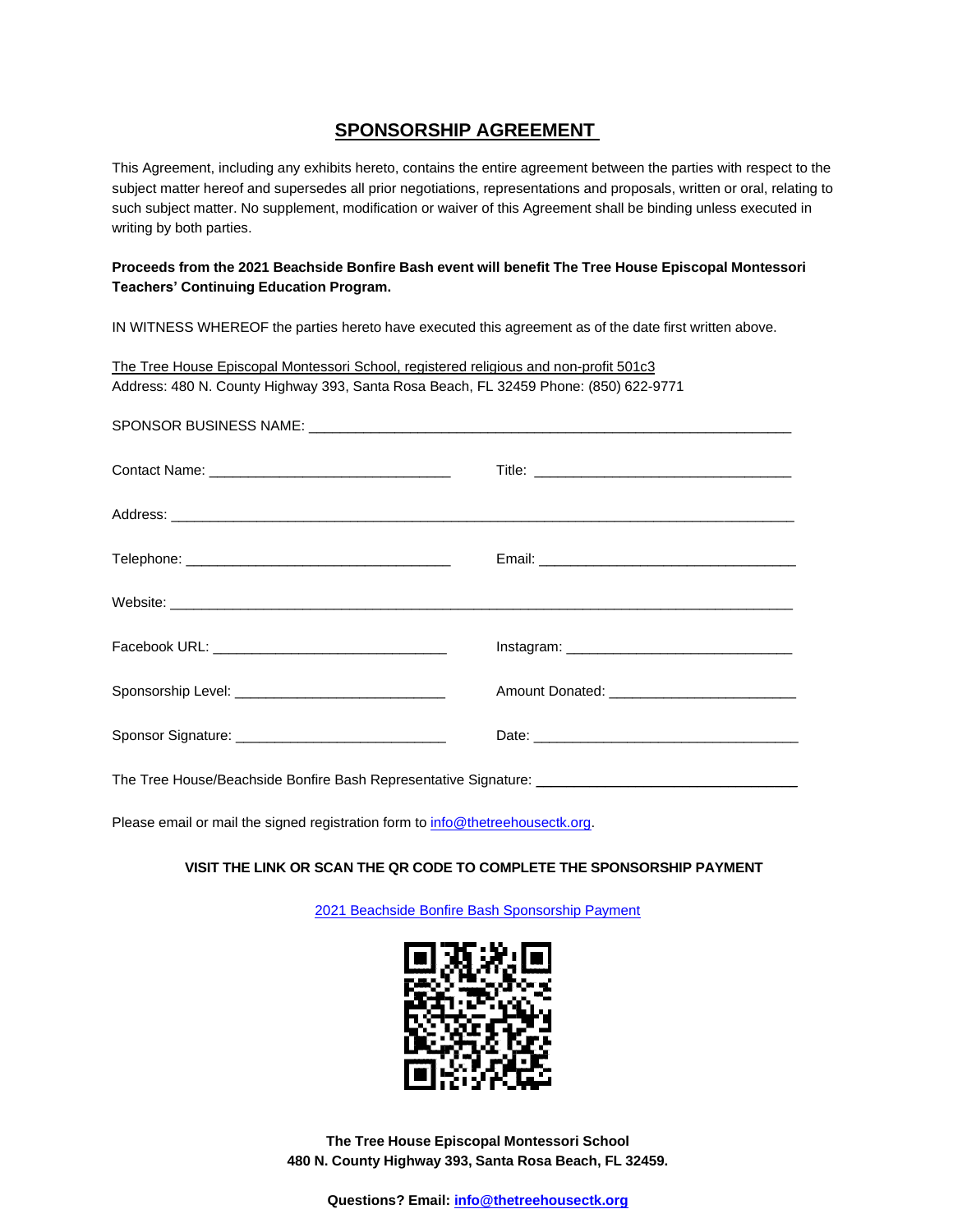## SPONSORSHIP AGREEMENT

This Agreement, including any exhibits hereto, contains the entire agreement between the parties with respect to the subject matter hereof and supersedes all prior negotiations, representations and proposals, written or oral, relating to such subject matter. No supplement, modification or waiver of this Agreement shall be binding unless executed in writing by both parties.

**Proceeds from the 2021 Beachside Bonfire Bash event will benefit The Tree House Episcopal Montessori Teachers' Continuing Education Program.**

IN WITNESS WHEREOF the parties hereto have executed this agreement as of the date first written above.

The Tree House Episcopal Montessori School, registered religious and non-profit 501c3
Address: 480 N. County Highway 393, Santa Rosa Beach, FL 32459 Phone: (850) 622-9771

SPONSOR BUSINESS NAME: ______________________________________________________________

Contact Name: ______________________________ Title: ________________________________

Address: ________________________________________________________________________________

Telephone: __________________________________ Email: ________________________________

Website: ________________________________________________________________________________

Facebook URL: ______________________________ Instagram: ____________________________

Sponsorship Level: ___________________________ Amount Donated: _______________________

Sponsor Signature: ___________________________ Date: ___________________________________

The Tree House/Beachside Bonfire Bash Representative Signature: _________________________________

Please email or mail the signed registration form to info@thetreehousectk.org.

**VISIT THE LINK OR SCAN THE QR CODE TO COMPLETE THE SPONSORSHIP PAYMENT**

2021 Beachside Bonfire Bash Sponsorship Payment

**The Tree House Episcopal Montessori School**
**480 N. County Highway 393, Santa Rosa Beach, FL 32459.**

**Questions? Email: info@thetreehousectk.org**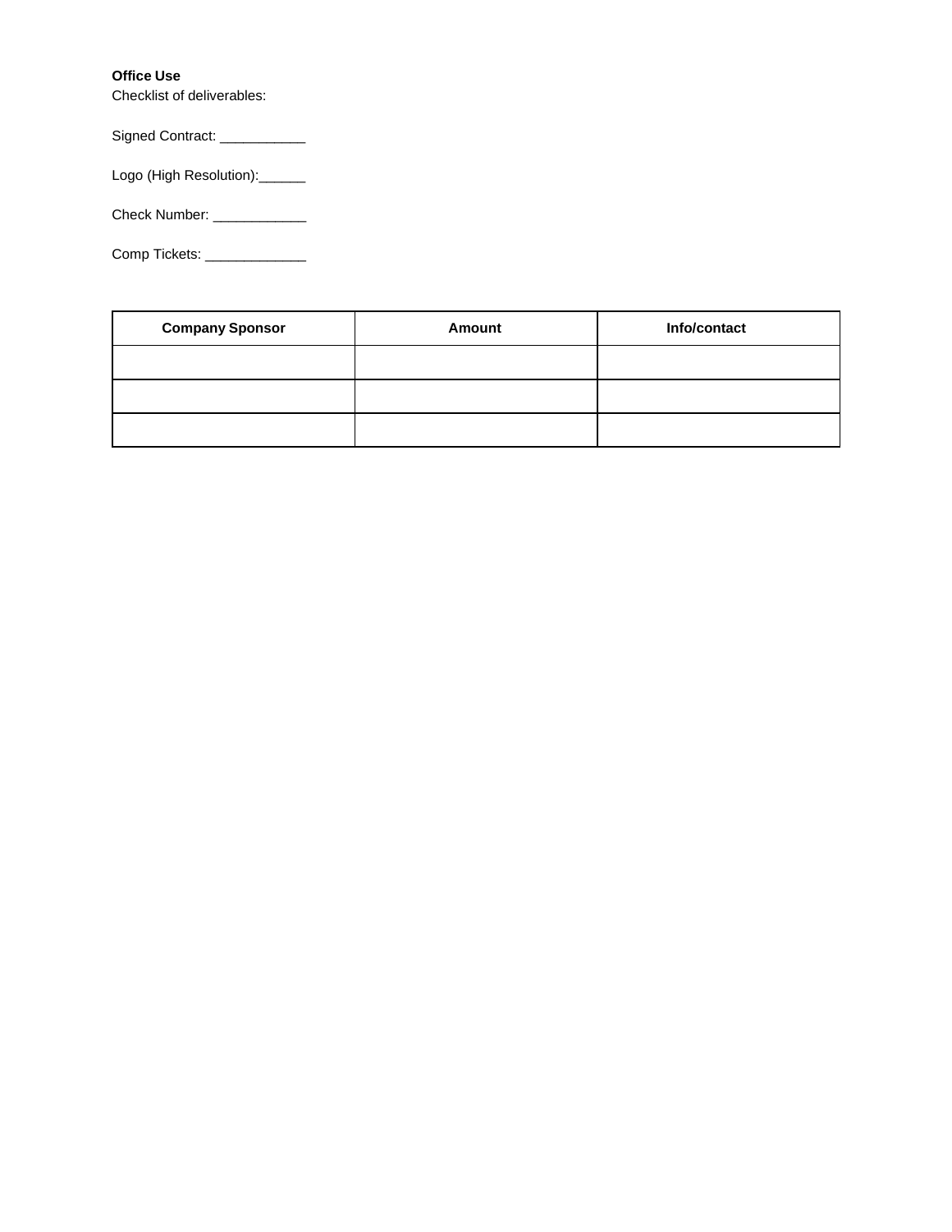**Office Use**

Checklist of deliverables:

Signed Contract: ___________

Logo (High Resolution):______

Check Number: ____________

Comp Tickets: _____________

| Company Sponsor | Amount | Info/contact |
|---|---|---|
| | | |
| | | |
| | | |